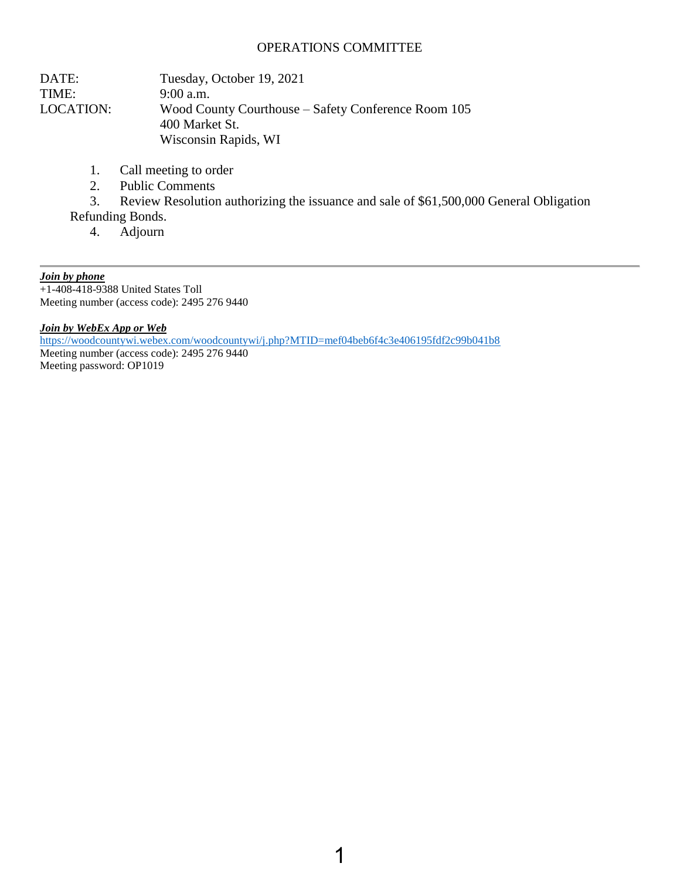# OPERATIONS COMMITTEE

DATE: Tuesday, October 19, 2021
TIME: 9:00 a.m.
LOCATION: Wood County Courthouse – Safety Conference Room 105
400 Market St.
Wisconsin Rapids, WI

1. Call meeting to order
2. Public Comments
3. Review Resolution authorizing the issuance and sale of $61,500,000 General Obligation Refunding Bonds.
4. Adjourn

---

***Join by phone***
+1-408-418-9388 United States Toll
Meeting number (access code): 2495 276 9440

***Join by WebEx App or Web***
https://woodcountywi.webex.com/woodcountywi/j.php?MTID=mef04beb6f4c3e406195fdf2c99b041b8
Meeting number (access code): 2495 276 9440
Meeting password: OP1019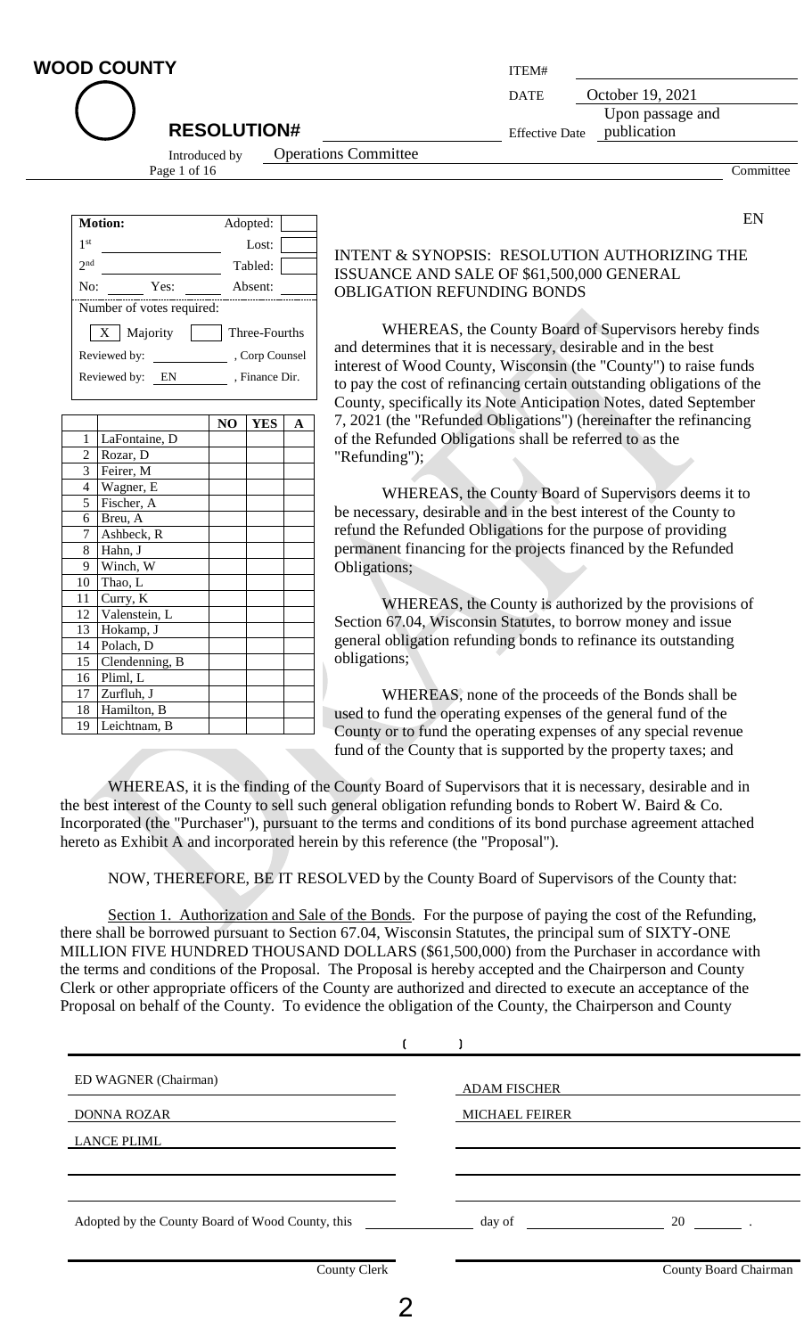**WOOD COUNTY**

**RESOLUTION#**

| ITEM# | |
|---|---|
| DATE | October 19, 2021 |
| Effective Date | Upon passage and publication |

Introduced by Operations Committee

Committee

EN

| Motion: | | Adopted: | |
|---|---|---|---|
| 1st | | Lost: | |
| 2nd | | Tabled: | |
| No: | Yes: | Absent: | |
| Number of votes required: | | | |
| X Majority | | Three-Fourths | |
| Reviewed by: | | , Corp Counsel | |
| Reviewed by: EN | | , Finance Dir. | |

| | | NO | YES | A |
|---|---|---|---|---|
| 1 | LaFontaine, D | | | |
| 2 | Rozar, D | | | |
| 3 | Feirer, M | | | |
| 4 | Wagner, E | | | |
| 5 | Fischer, A | | | |
| 6 | Breu, A | | | |
| 7 | Ashbeck, R | | | |
| 8 | Hahn, J | | | |
| 9 | Winch, W | | | |
| 10 | Thao, L | | | |
| 11 | Curry, K | | | |
| 12 | Valenstein, L | | | |
| 13 | Hokamp, J | | | |
| 14 | Polach, D | | | |
| 15 | Clendenning, B | | | |
| 16 | Pliml, L | | | |
| 17 | Zurfluh, J | | | |
| 18 | Hamilton, B | | | |
| 19 | Leichtnam, B | | | |

INTENT & SYNOPSIS: RESOLUTION AUTHORIZING THE ISSUANCE AND SALE OF $61,500,000 GENERAL OBLIGATION REFUNDING BONDS

WHEREAS, the County Board of Supervisors hereby finds and determines that it is necessary, desirable and in the best interest of Wood County, Wisconsin (the "County") to raise funds to pay the cost of refinancing certain outstanding obligations of the County, specifically its Note Anticipation Notes, dated September 7, 2021 (the "Refunded Obligations") (hereinafter the refinancing of the Refunded Obligations shall be referred to as the "Refunding");

WHEREAS, the County Board of Supervisors deems it to be necessary, desirable and in the best interest of the County to refund the Refunded Obligations for the purpose of providing permanent financing for the projects financed by the Refunded Obligations;

WHEREAS, the County is authorized by the provisions of Section 67.04, Wisconsin Statutes, to borrow money and issue general obligation refunding bonds to refinance its outstanding obligations;

WHEREAS, none of the proceeds of the Bonds shall be used to fund the operating expenses of the general fund of the County or to fund the operating expenses of any special revenue fund of the County that is supported by the property taxes; and

WHEREAS, it is the finding of the County Board of Supervisors that it is necessary, desirable and in the best interest of the County to sell such general obligation refunding bonds to Robert W. Baird & Co. Incorporated (the "Purchaser"), pursuant to the terms and conditions of its bond purchase agreement attached hereto as Exhibit A and incorporated herein by this reference (the "Proposal").

NOW, THEREFORE, BE IT RESOLVED by the County Board of Supervisors of the County that:

Section 1. Authorization and Sale of the Bonds. For the purpose of paying the cost of the Refunding, there shall be borrowed pursuant to Section 67.04, Wisconsin Statutes, the principal sum of SIXTY-ONE MILLION FIVE HUNDRED THOUSAND DOLLARS ($61,500,000) from the Purchaser in accordance with the terms and conditions of the Proposal. The Proposal is hereby accepted and the Chairperson and County Clerk or other appropriate officers of the County are authorized and directed to execute an acceptance of the Proposal on behalf of the County. To evidence the obligation of the County, the Chairperson and County

( )

| | |
|---|---|
| ED WAGNER (Chairman) | ADAM FISCHER |
| DONNA ROZAR | MICHAEL FEIRER |
| LANCE PLIML | |

Adopted by the County Board of Wood County, this ______ day of ______ 20 ___ .

County Clerk | County Board Chairman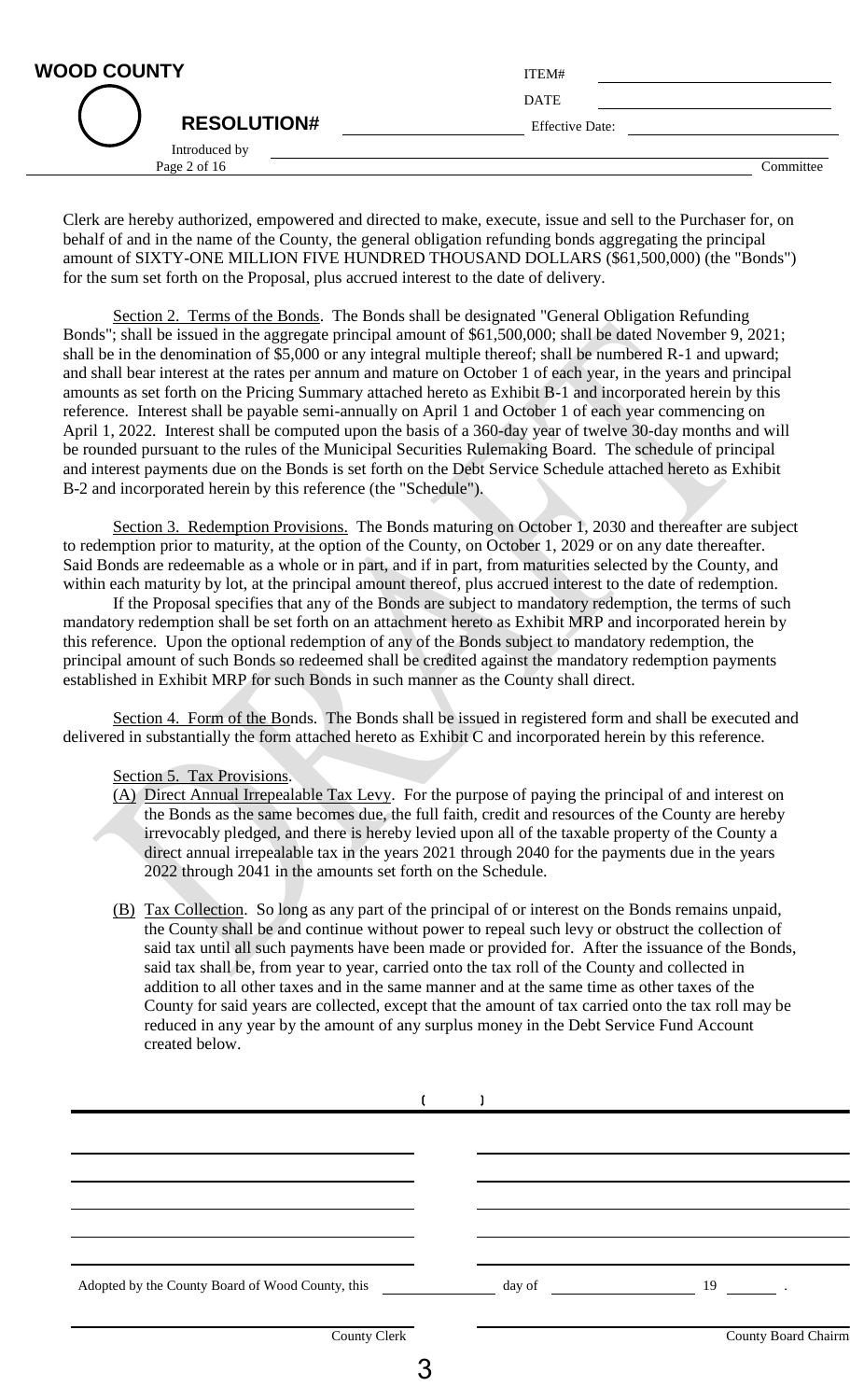Clerk are hereby authorized, empowered and directed to make, execute, issue and sell to the Purchaser for, on behalf of and in the name of the County, the general obligation refunding bonds aggregating the principal amount of SIXTY-ONE MILLION FIVE HUNDRED THOUSAND DOLLARS ($61,500,000) (the "Bonds") for the sum set forth on the Proposal, plus accrued interest to the date of delivery.

Section 2. Terms of the Bonds. The Bonds shall be designated "General Obligation Refunding Bonds"; shall be issued in the aggregate principal amount of $61,500,000; shall be dated November 9, 2021; shall be in the denomination of $5,000 or any integral multiple thereof; shall be numbered R-1 and upward; and shall bear interest at the rates per annum and mature on October 1 of each year, in the years and principal amounts as set forth on the Pricing Summary attached hereto as Exhibit B-1 and incorporated herein by this reference. Interest shall be payable semi-annually on April 1 and October 1 of each year commencing on April 1, 2022. Interest shall be computed upon the basis of a 360-day year of twelve 30-day months and will be rounded pursuant to the rules of the Municipal Securities Rulemaking Board. The schedule of principal and interest payments due on the Bonds is set forth on the Debt Service Schedule attached hereto as Exhibit B-2 and incorporated herein by this reference (the "Schedule").

Section 3. Redemption Provisions. The Bonds maturing on October 1, 2030 and thereafter are subject to redemption prior to maturity, at the option of the County, on October 1, 2029 or on any date thereafter. Said Bonds are redeemable as a whole or in part, and if in part, from maturities selected by the County, and within each maturity by lot, at the principal amount thereof, plus accrued interest to the date of redemption.

If the Proposal specifies that any of the Bonds are subject to mandatory redemption, the terms of such mandatory redemption shall be set forth on an attachment hereto as Exhibit MRP and incorporated herein by this reference. Upon the optional redemption of any of the Bonds subject to mandatory redemption, the principal amount of such Bonds so redeemed shall be credited against the mandatory redemption payments established in Exhibit MRP for such Bonds in such manner as the County shall direct.

Section 4. Form of the Bonds. The Bonds shall be issued in registered form and shall be executed and delivered in substantially the form attached hereto as Exhibit C and incorporated herein by this reference.

Section 5. Tax Provisions.

(A) Direct Annual Irrepealable Tax Levy. For the purpose of paying the principal of and interest on the Bonds as the same becomes due, the full faith, credit and resources of the County are hereby irrevocably pledged, and there is hereby levied upon all of the taxable property of the County a direct annual irrepealable tax in the years 2021 through 2040 for the payments due in the years 2022 through 2041 in the amounts set forth on the Schedule.

(B) Tax Collection. So long as any part of the principal of or interest on the Bonds remains unpaid, the County shall be and continue without power to repeal such levy or obstruct the collection of said tax until all such payments have been made or provided for. After the issuance of the Bonds, said tax shall be, from year to year, carried onto the tax roll of the County and collected in addition to all other taxes and in the same manner and at the same time as other taxes of the County for said years are collected, except that the amount of tax carried onto the tax roll may be reduced in any year by the amount of any surplus money in the Debt Service Fund Account created below.

Adopted by the County Board of Wood County, this ______ day of ______ 19 ____.

County Clerk

County Board Chairm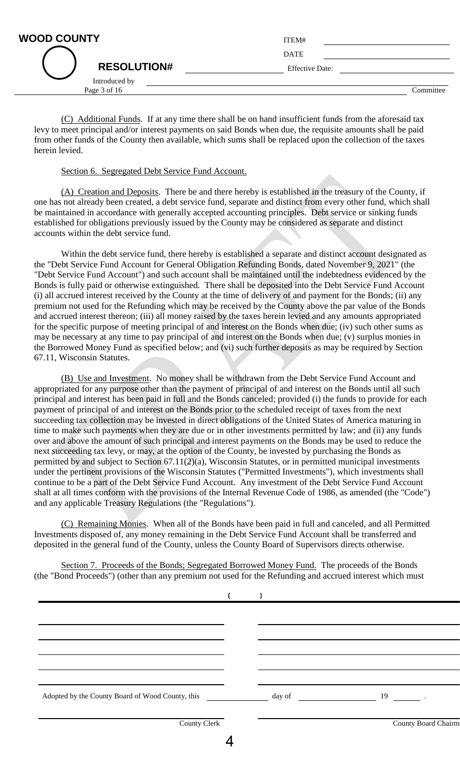(C) Additional Funds. If at any time there shall be on hand insufficient funds from the aforesaid tax levy to meet principal and/or interest payments on said Bonds when due, the requisite amounts shall be paid from other funds of the County then available, which sums shall be replaced upon the collection of the taxes herein levied.

Section 6. Segregated Debt Service Fund Account.

(A) Creation and Deposits. There be and there hereby is established in the treasury of the County, if one has not already been created, a debt service fund, separate and distinct from every other fund, which shall be maintained in accordance with generally accepted accounting principles. Debt service or sinking funds established for obligations previously issued by the County may be considered as separate and distinct accounts within the debt service fund.

Within the debt service fund, there hereby is established a separate and distinct account designated as the "Debt Service Fund Account for General Obligation Refunding Bonds, dated November 9, 2021" (the "Debt Service Fund Account") and such account shall be maintained until the indebtedness evidenced by the Bonds is fully paid or otherwise extinguished. There shall be deposited into the Debt Service Fund Account (i) all accrued interest received by the County at the time of delivery of and payment for the Bonds; (ii) any premium not used for the Refunding which may be received by the County above the par value of the Bonds and accrued interest thereon; (iii) all money raised by the taxes herein levied and any amounts appropriated for the specific purpose of meeting principal of and interest on the Bonds when due; (iv) such other sums as may be necessary at any time to pay principal of and interest on the Bonds when due; (v) surplus monies in the Borrowed Money Fund as specified below; and (vi) such further deposits as may be required by Section 67.11, Wisconsin Statutes.

(B) Use and Investment. No money shall be withdrawn from the Debt Service Fund Account and appropriated for any purpose other than the payment of principal of and interest on the Bonds until all such principal and interest has been paid in full and the Bonds canceled; provided (i) the funds to provide for each payment of principal of and interest on the Bonds prior to the scheduled receipt of taxes from the next succeeding tax collection may be invested in direct obligations of the United States of America maturing in time to make such payments when they are due or in other investments permitted by law; and (ii) any funds over and above the amount of such principal and interest payments on the Bonds may be used to reduce the next succeeding tax levy, or may, at the option of the County, be invested by purchasing the Bonds as permitted by and subject to Section 67.11(2)(a), Wisconsin Statutes, or in permitted municipal investments under the pertinent provisions of the Wisconsin Statutes ("Permitted Investments"), which investments shall continue to be a part of the Debt Service Fund Account. Any investment of the Debt Service Fund Account shall at all times conform with the provisions of the Internal Revenue Code of 1986, as amended (the "Code") and any applicable Treasury Regulations (the "Regulations").

(C) Remaining Monies. When all of the Bonds have been paid in full and canceled, and all Permitted Investments disposed of, any money remaining in the Debt Service Fund Account shall be transferred and deposited in the general fund of the County, unless the County Board of Supervisors directs otherwise.

Section 7. Proceeds of the Bonds; Segregated Borrowed Money Fund. The proceeds of the Bonds (the "Bond Proceeds") (other than any premium not used for the Refunding and accrued interest which must

Adopted by the County Board of Wood County, this _______ day of _______ 19 ___.

County Clerk

County Board Chairm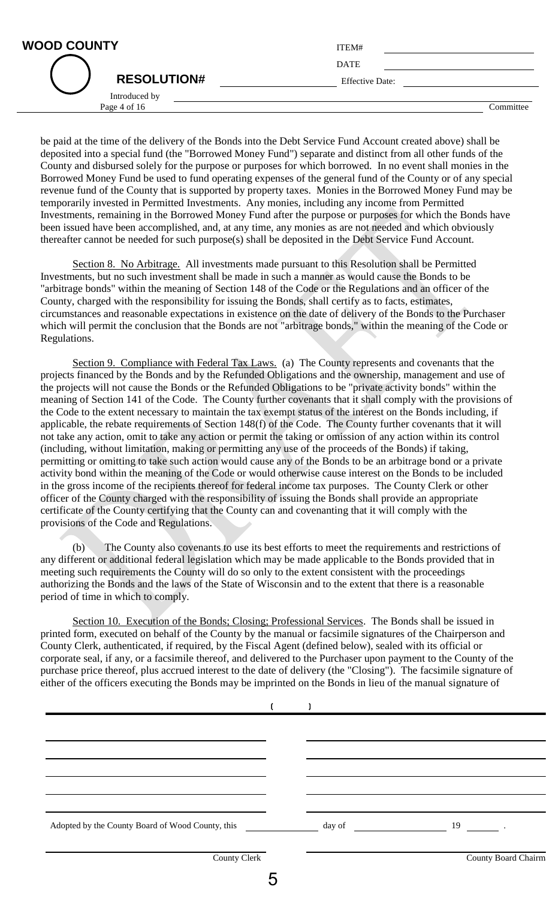be paid at the time of the delivery of the Bonds into the Debt Service Fund Account created above) shall be deposited into a special fund (the "Borrowed Money Fund") separate and distinct from all other funds of the County and disbursed solely for the purpose or purposes for which borrowed. In no event shall monies in the Borrowed Money Fund be used to fund operating expenses of the general fund of the County or of any special revenue fund of the County that is supported by property taxes. Monies in the Borrowed Money Fund may be temporarily invested in Permitted Investments. Any monies, including any income from Permitted Investments, remaining in the Borrowed Money Fund after the purpose or purposes for which the Bonds have been issued have been accomplished, and, at any time, any monies as are not needed and which obviously thereafter cannot be needed for such purpose(s) shall be deposited in the Debt Service Fund Account.

Section 8. No Arbitrage. All investments made pursuant to this Resolution shall be Permitted Investments, but no such investment shall be made in such a manner as would cause the Bonds to be "arbitrage bonds" within the meaning of Section 148 of the Code or the Regulations and an officer of the County, charged with the responsibility for issuing the Bonds, shall certify as to facts, estimates, circumstances and reasonable expectations in existence on the date of delivery of the Bonds to the Purchaser which will permit the conclusion that the Bonds are not "arbitrage bonds," within the meaning of the Code or Regulations.

Section 9. Compliance with Federal Tax Laws. (a) The County represents and covenants that the projects financed by the Bonds and by the Refunded Obligations and the ownership, management and use of the projects will not cause the Bonds or the Refunded Obligations to be "private activity bonds" within the meaning of Section 141 of the Code. The County further covenants that it shall comply with the provisions of the Code to the extent necessary to maintain the tax exempt status of the interest on the Bonds including, if applicable, the rebate requirements of Section 148(f) of the Code. The County further covenants that it will not take any action, omit to take any action or permit the taking or omission of any action within its control (including, without limitation, making or permitting any use of the proceeds of the Bonds) if taking, permitting or omitting to take such action would cause any of the Bonds to be an arbitrage bond or a private activity bond within the meaning of the Code or would otherwise cause interest on the Bonds to be included in the gross income of the recipients thereof for federal income tax purposes. The County Clerk or other officer of the County charged with the responsibility of issuing the Bonds shall provide an appropriate certificate of the County certifying that the County can and covenanting that it will comply with the provisions of the Code and Regulations.

(b) The County also covenants to use its best efforts to meet the requirements and restrictions of any different or additional federal legislation which may be made applicable to the Bonds provided that in meeting such requirements the County will do so only to the extent consistent with the proceedings authorizing the Bonds and the laws of the State of Wisconsin and to the extent that there is a reasonable period of time in which to comply.

Section 10. Execution of the Bonds; Closing; Professional Services. The Bonds shall be issued in printed form, executed on behalf of the County by the manual or facsimile signatures of the Chairperson and County Clerk, authenticated, if required, by the Fiscal Agent (defined below), sealed with its official or corporate seal, if any, or a facsimile thereof, and delivered to the Purchaser upon payment to the County of the purchase price thereof, plus accrued interest to the date of delivery (the "Closing"). The facsimile signature of either of the officers executing the Bonds may be imprinted on the Bonds in lieu of the manual signature of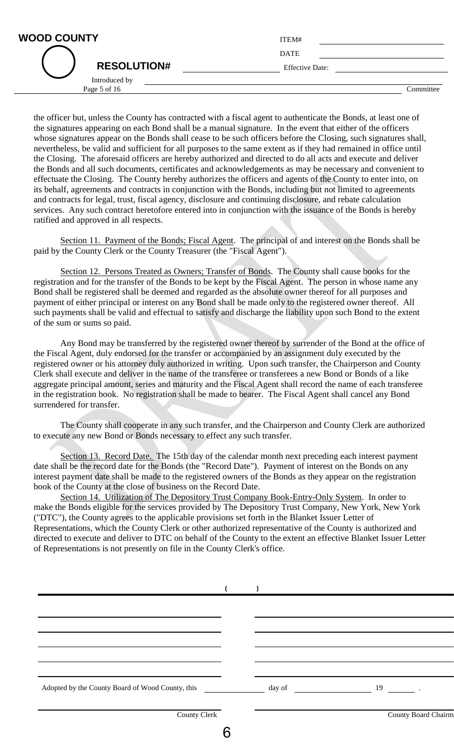the officer but, unless the County has contracted with a fiscal agent to authenticate the Bonds, at least one of the signatures appearing on each Bond shall be a manual signature. In the event that either of the officers whose signatures appear on the Bonds shall cease to be such officers before the Closing, such signatures shall, nevertheless, be valid and sufficient for all purposes to the same extent as if they had remained in office until the Closing. The aforesaid officers are hereby authorized and directed to do all acts and execute and deliver the Bonds and all such documents, certificates and acknowledgements as may be necessary and convenient to effectuate the Closing. The County hereby authorizes the officers and agents of the County to enter into, on its behalf, agreements and contracts in conjunction with the Bonds, including but not limited to agreements and contracts for legal, trust, fiscal agency, disclosure and continuing disclosure, and rebate calculation services. Any such contract heretofore entered into in conjunction with the issuance of the Bonds is hereby ratified and approved in all respects.

Section 11. Payment of the Bonds; Fiscal Agent. The principal of and interest on the Bonds shall be paid by the County Clerk or the County Treasurer (the "Fiscal Agent").

Section 12. Persons Treated as Owners; Transfer of Bonds. The County shall cause books for the registration and for the transfer of the Bonds to be kept by the Fiscal Agent. The person in whose name any Bond shall be registered shall be deemed and regarded as the absolute owner thereof for all purposes and payment of either principal or interest on any Bond shall be made only to the registered owner thereof. All such payments shall be valid and effectual to satisfy and discharge the liability upon such Bond to the extent of the sum or sums so paid.

Any Bond may be transferred by the registered owner thereof by surrender of the Bond at the office of the Fiscal Agent, duly endorsed for the transfer or accompanied by an assignment duly executed by the registered owner or his attorney duly authorized in writing. Upon such transfer, the Chairperson and County Clerk shall execute and deliver in the name of the transferee or transferees a new Bond or Bonds of a like aggregate principal amount, series and maturity and the Fiscal Agent shall record the name of each transferee in the registration book. No registration shall be made to bearer. The Fiscal Agent shall cancel any Bond surrendered for transfer.

The County shall cooperate in any such transfer, and the Chairperson and County Clerk are authorized to execute any new Bond or Bonds necessary to effect any such transfer.

Section 13. Record Date. The 15th day of the calendar month next preceding each interest payment date shall be the record date for the Bonds (the "Record Date"). Payment of interest on the Bonds on any interest payment date shall be made to the registered owners of the Bonds as they appear on the registration book of the County at the close of business on the Record Date.

Section 14. Utilization of The Depository Trust Company Book-Entry-Only System. In order to make the Bonds eligible for the services provided by The Depository Trust Company, New York, New York ("DTC"), the County agrees to the applicable provisions set forth in the Blanket Issuer Letter of Representations, which the County Clerk or other authorized representative of the County is authorized and directed to execute and deliver to DTC on behalf of the County to the extent an effective Blanket Issuer Letter of Representations is not presently on file in the County Clerk's office.

Adopted by the County Board of Wood County, this ______ day of ______ 19 ____.

______________________ County Clerk

______________________ County Board Chairm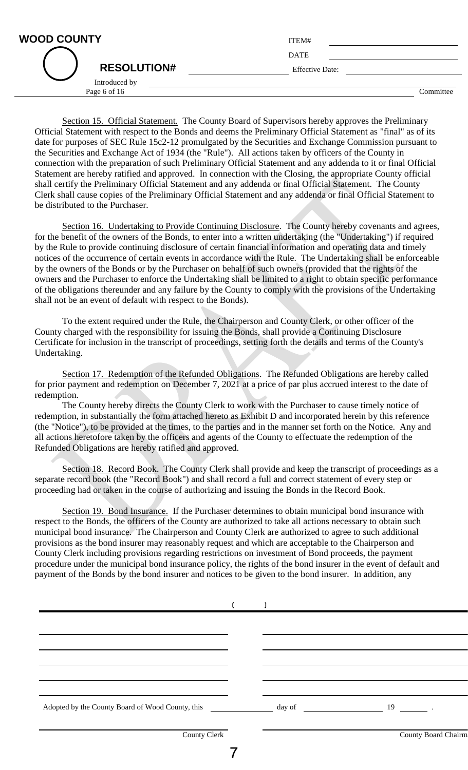Section 15. Official Statement. The County Board of Supervisors hereby approves the Preliminary Official Statement with respect to the Bonds and deems the Preliminary Official Statement as "final" as of its date for purposes of SEC Rule 15c2-12 promulgated by the Securities and Exchange Commission pursuant to the Securities and Exchange Act of 1934 (the "Rule"). All actions taken by officers of the County in connection with the preparation of such Preliminary Official Statement and any addenda to it or final Official Statement are hereby ratified and approved. In connection with the Closing, the appropriate County official shall certify the Preliminary Official Statement and any addenda or final Official Statement. The County Clerk shall cause copies of the Preliminary Official Statement and any addenda or final Official Statement to be distributed to the Purchaser.

Section 16. Undertaking to Provide Continuing Disclosure. The County hereby covenants and agrees, for the benefit of the owners of the Bonds, to enter into a written undertaking (the "Undertaking") if required by the Rule to provide continuing disclosure of certain financial information and operating data and timely notices of the occurrence of certain events in accordance with the Rule. The Undertaking shall be enforceable by the owners of the Bonds or by the Purchaser on behalf of such owners (provided that the rights of the owners and the Purchaser to enforce the Undertaking shall be limited to a right to obtain specific performance of the obligations thereunder and any failure by the County to comply with the provisions of the Undertaking shall not be an event of default with respect to the Bonds).

To the extent required under the Rule, the Chairperson and County Clerk, or other officer of the County charged with the responsibility for issuing the Bonds, shall provide a Continuing Disclosure Certificate for inclusion in the transcript of proceedings, setting forth the details and terms of the County's Undertaking.

Section 17. Redemption of the Refunded Obligations. The Refunded Obligations are hereby called for prior payment and redemption on December 7, 2021 at a price of par plus accrued interest to the date of redemption.

The County hereby directs the County Clerk to work with the Purchaser to cause timely notice of redemption, in substantially the form attached hereto as Exhibit D and incorporated herein by this reference (the "Notice"), to be provided at the times, to the parties and in the manner set forth on the Notice. Any and all actions heretofore taken by the officers and agents of the County to effectuate the redemption of the Refunded Obligations are hereby ratified and approved.

Section 18. Record Book. The County Clerk shall provide and keep the transcript of proceedings as a separate record book (the "Record Book") and shall record a full and correct statement of every step or proceeding had or taken in the course of authorizing and issuing the Bonds in the Record Book.

Section 19. Bond Insurance. If the Purchaser determines to obtain municipal bond insurance with respect to the Bonds, the officers of the County are authorized to take all actions necessary to obtain such municipal bond insurance. The Chairperson and County Clerk are authorized to agree to such additional provisions as the bond insurer may reasonably request and which are acceptable to the Chairperson and County Clerk including provisions regarding restrictions on investment of Bond proceeds, the payment procedure under the municipal bond insurance policy, the rights of the bond insurer in the event of default and payment of the Bonds by the bond insurer and notices to be given to the bond insurer. In addition, any

Adopted by the County Board of Wood County, this ______ day of ______ 19 ____ .

County Clerk

County Board Chairm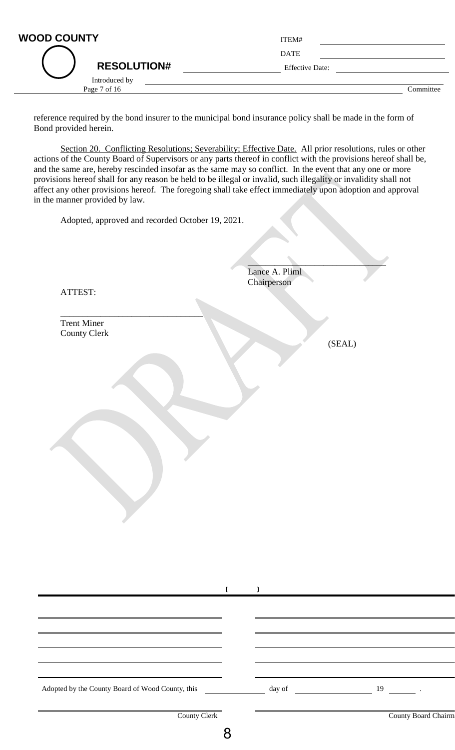reference required by the bond insurer to the municipal bond insurance policy shall be made in the form of Bond provided herein.

Section 20. Conflicting Resolutions; Severability; Effective Date. All prior resolutions, rules or other actions of the County Board of Supervisors or any parts thereof in conflict with the provisions hereof shall be, and the same are, hereby rescinded insofar as the same may so conflict. In the event that any one or more provisions hereof shall for any reason be held to be illegal or invalid, such illegality or invalidity shall not affect any other provisions hereof. The foregoing shall take effect immediately upon adoption and approval in the manner provided by law.

Adopted, approved and recorded October 19, 2021.

\_\_\_\_\_\_\_\_\_\_\_\_\_\_\_\_\_\_\_\_\_\_\_\_\_\_\_\_\_\_
Lance A. Pliml
Chairperson

ATTEST:

\_\_\_\_\_\_\_\_\_\_\_\_\_\_\_\_\_\_\_\_\_\_\_\_\_\_\_\_\_\_
Trent Miner
County Clerk

(SEAL)

DRAFT

Adopted by the County Board of Wood County, this \_\_\_\_\_\_\_\_ day of \_\_\_\_\_\_\_\_\_\_ 19 \_\_\_\_ .

\_\_\_\_\_\_\_\_\_\_\_\_\_\_\_\_\_\_\_\_
County Clerk

\_\_\_\_\_\_\_\_\_\_\_\_\_\_\_\_\_\_\_\_
County Board Chairm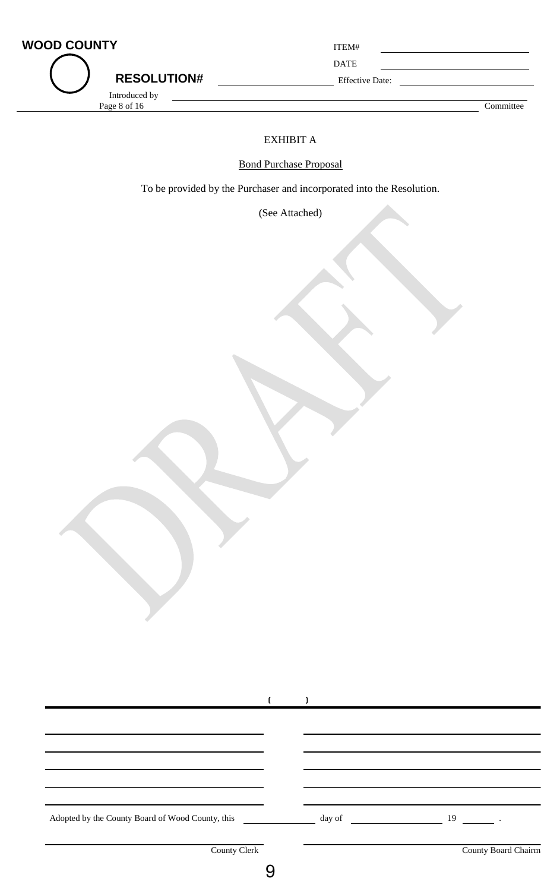# EXHIBIT A

Bond Purchase Proposal

To be provided by the Purchaser and incorporated into the Resolution.

(See Attached)

Adopted by the County Board of Wood County, this ______ day of ______ 19 ___ .

County Clerk

County Board Chairm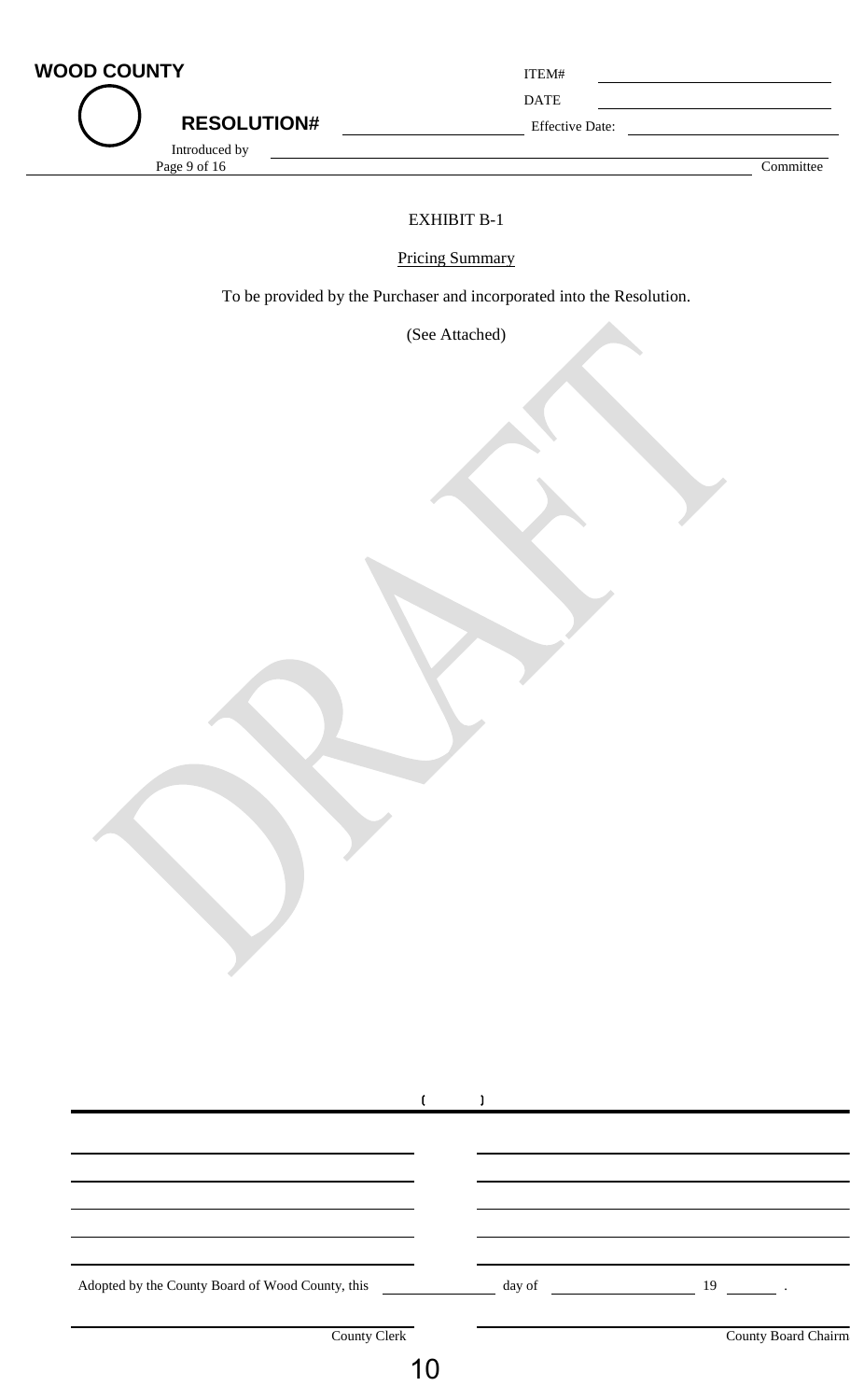**WOOD COUNTY**

**RESOLUTION#**

ITEM#

DATE

Effective Date:

Introduced by

Committee

EXHIBIT B-1

Pricing Summary

To be provided by the Purchaser and incorporated into the Resolution.

(See Attached)

DRAFT

Adopted by the County Board of Wood County, this ______ day of ______ 19 ___ .

County Clerk

County Board Chairm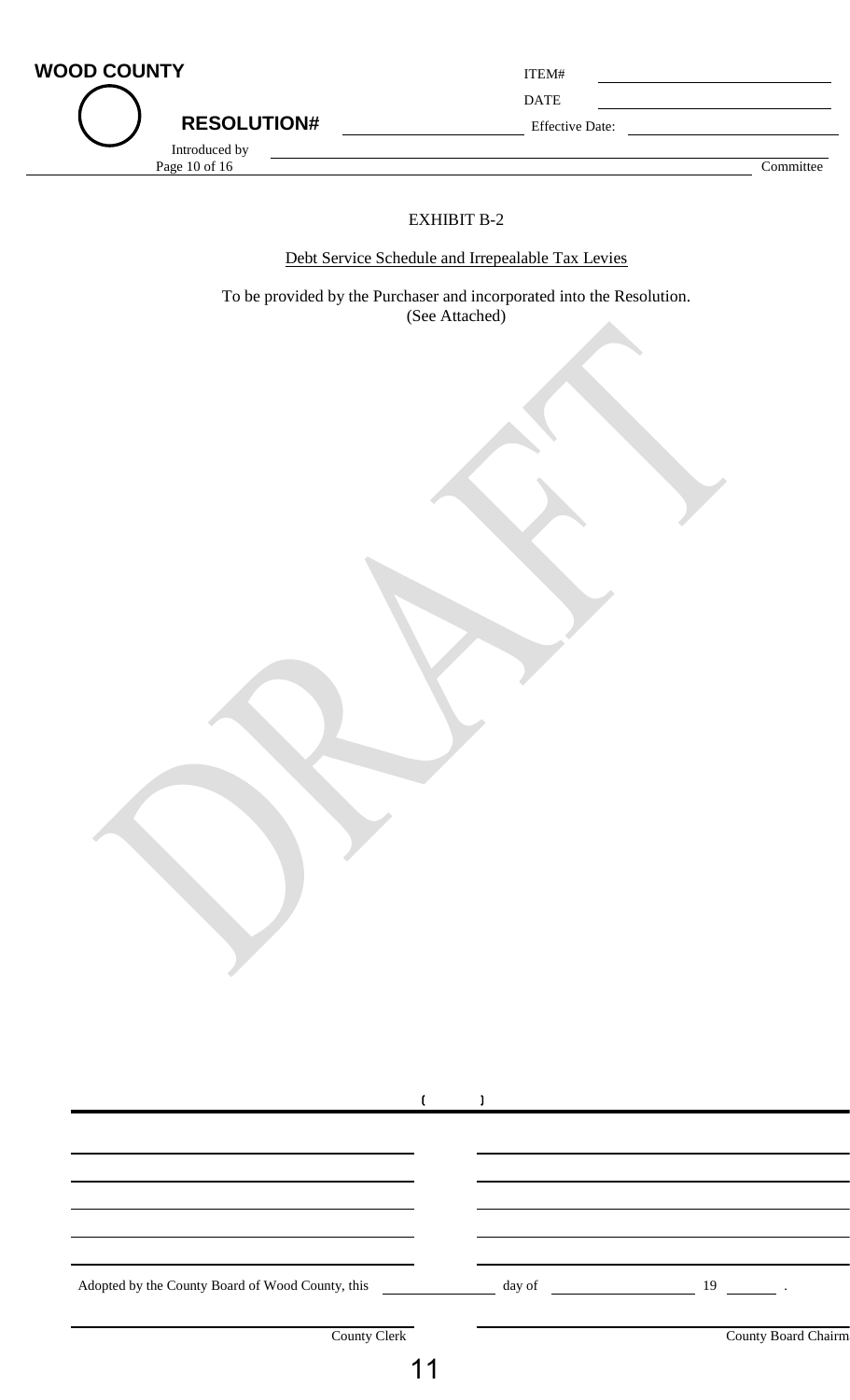WOOD COUNTY

RESOLUTION#

ITEM#

DATE

Effective Date:

Introduced by

Committee

EXHIBIT B-2

Debt Service Schedule and Irrepealable Tax Levies

To be provided by the Purchaser and incorporated into the Resolution.
(See Attached)

DRAFT

Adopted by the County Board of Wood County, this ______ day of ______ 19 ____ .

County Clerk

County Board Chairm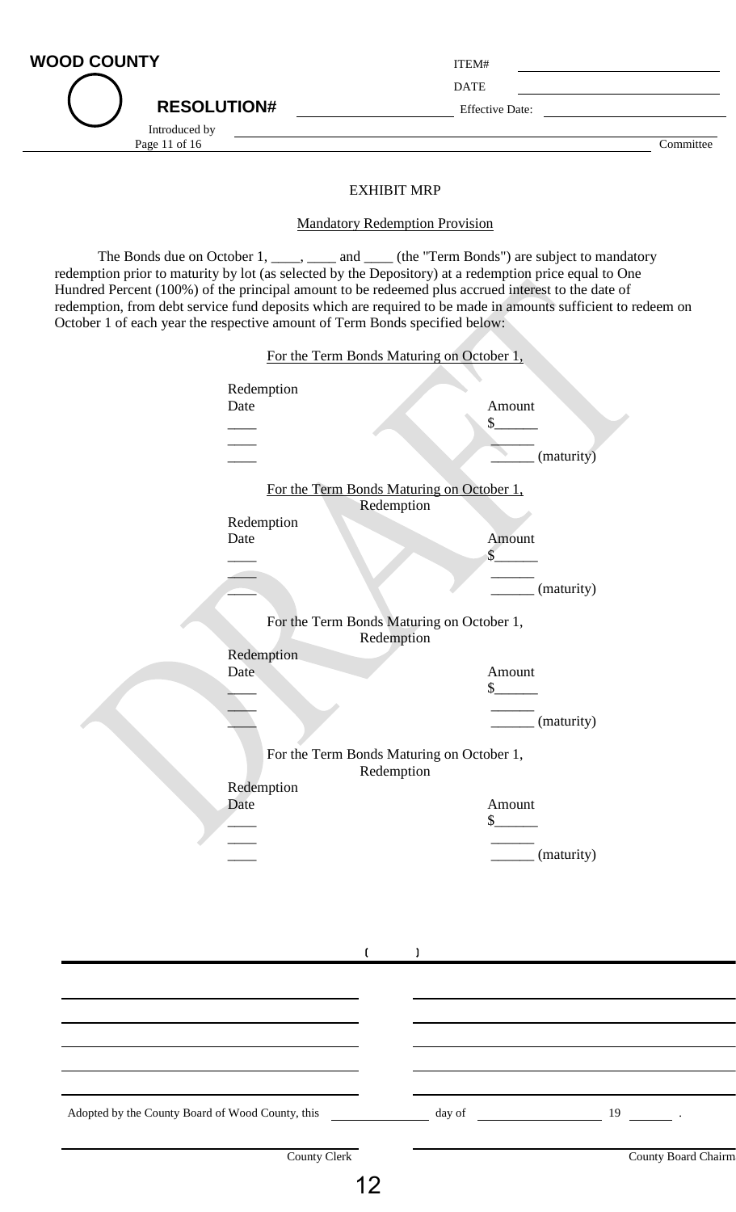**WOOD COUNTY**

**RESOLUTION#** ____________

Introduced by ____________

ITEM# ____________

DATE ____________

Effective Date: ____________

Committee

## EXHIBIT MRP

Mandatory Redemption Provision

The Bonds due on October 1, ____, ____ and ____ (the "Term Bonds") are subject to mandatory redemption prior to maturity by lot (as selected by the Depository) at a redemption price equal to One Hundred Percent (100%) of the principal amount to be redeemed plus accrued interest to the date of redemption, from debt service fund deposits which are required to be made in amounts sufficient to redeem on October 1 of each year the respective amount of Term Bonds specified below:

For the Term Bonds Maturing on October 1,

| Redemption Date | Amount |
|---|---|
| ____ | $______ |
| ____ | ______ |
| ____ | ______ (maturity) |

For the Term Bonds Maturing on October 1,

| Redemption Date | Amount |
|---|---|
| ____ | $______ |
| ____ | ______ |
| ____ | ______ (maturity) |

For the Term Bonds Maturing on October 1,

| Redemption Date | Amount |
|---|---|
| ____ | $______ |
| ____ | ______ |
| ____ | ______ (maturity) |

For the Term Bonds Maturing on October 1,

| Redemption Date | Amount |
|---|---|
| ____ | $______ |
| ____ | ______ |
| ____ | ______ (maturity) |

( )

Adopted by the County Board of Wood County, this ____________ day of ____________ 19 ______ .

County Clerk

County Board Chairm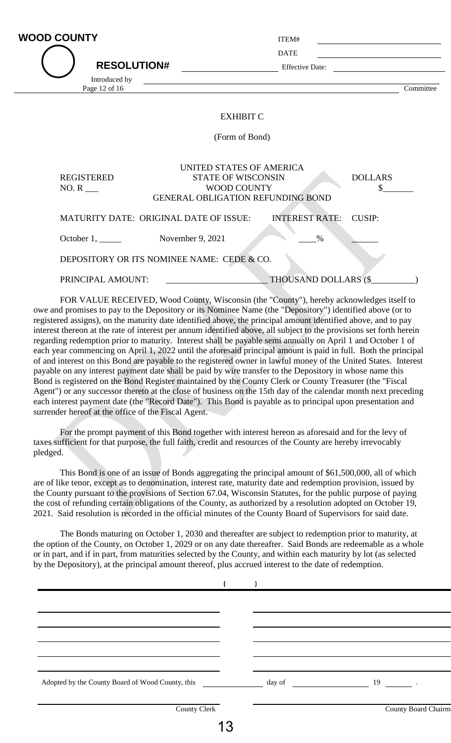EXHIBIT C

(Form of Bond)

| REGISTERED NO. R ___ | UNITED STATES OF AMERICA<br>STATE OF WISCONSIN<br>WOOD COUNTY<br>GENERAL OBLIGATION REFUNDING BOND | DOLLARS<br>$_______ |
|---|---|---|

| MATURITY DATE: | ORIGINAL DATE OF ISSUE: | INTEREST RATE: | CUSIP: |
|---|---|---|---|
| October 1, _____ | November 9, 2021 | ____% | ______ |

DEPOSITORY OR ITS NOMINEE NAME: CEDE & CO.

PRINCIPAL AMOUNT: ______________________ THOUSAND DOLLARS ($__________)

FOR VALUE RECEIVED, Wood County, Wisconsin (the "County"), hereby acknowledges itself to owe and promises to pay to the Depository or its Nominee Name (the "Depository") identified above (or to registered assigns), on the maturity date identified above, the principal amount identified above, and to pay interest thereon at the rate of interest per annum identified above, all subject to the provisions set forth herein regarding redemption prior to maturity. Interest shall be payable semi annually on April 1 and October 1 of each year commencing on April 1, 2022 until the aforesaid principal amount is paid in full. Both the principal of and interest on this Bond are payable to the registered owner in lawful money of the United States. Interest payable on any interest payment date shall be paid by wire transfer to the Depository in whose name this Bond is registered on the Bond Register maintained by the County Clerk or County Treasurer (the "Fiscal Agent") or any successor thereto at the close of business on the 15th day of the calendar month next preceding each interest payment date (the "Record Date"). This Bond is payable as to principal upon presentation and surrender hereof at the office of the Fiscal Agent.

For the prompt payment of this Bond together with interest hereon as aforesaid and for the levy of taxes sufficient for that purpose, the full faith, credit and resources of the County are hereby irrevocably pledged.

This Bond is one of an issue of Bonds aggregating the principal amount of $61,500,000, all of which are of like tenor, except as to denomination, interest rate, maturity date and redemption provision, issued by the County pursuant to the provisions of Section 67.04, Wisconsin Statutes, for the public purpose of paying the cost of refunding certain obligations of the County, as authorized by a resolution adopted on October 19, 2021. Said resolution is recorded in the official minutes of the County Board of Supervisors for said date.

The Bonds maturing on October 1, 2030 and thereafter are subject to redemption prior to maturity, at the option of the County, on October 1, 2029 or on any date thereafter. Said Bonds are redeemable as a whole or in part, and if in part, from maturities selected by the County, and within each maturity by lot (as selected by the Depository), at the principal amount thereof, plus accrued interest to the date of redemption.

Adopted by the County Board of Wood County, this ________ day of ____________ 19 ____.

County Clerk

County Board Chairm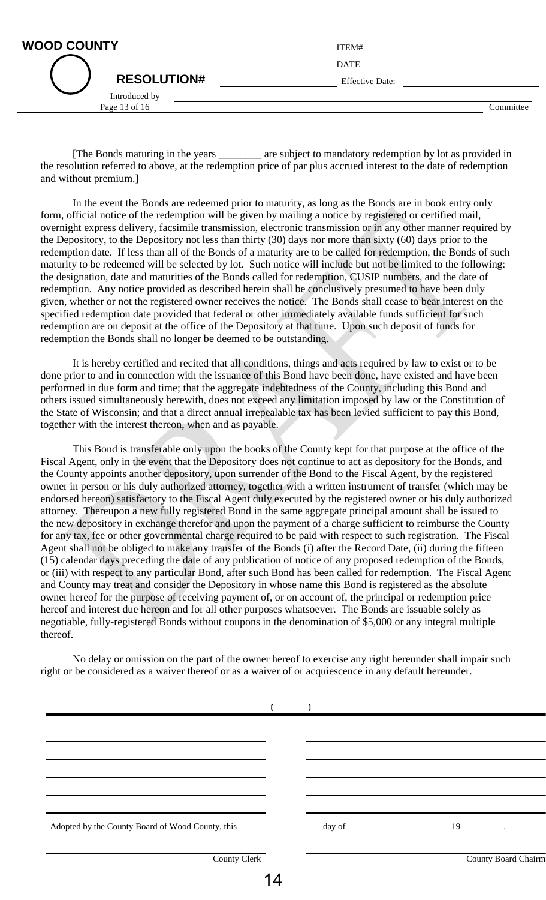[The Bonds maturing in the years ________ are subject to mandatory redemption by lot as provided in the resolution referred to above, at the redemption price of par plus accrued interest to the date of redemption and without premium.]

In the event the Bonds are redeemed prior to maturity, as long as the Bonds are in book entry only form, official notice of the redemption will be given by mailing a notice by registered or certified mail, overnight express delivery, facsimile transmission, electronic transmission or in any other manner required by the Depository, to the Depository not less than thirty (30) days nor more than sixty (60) days prior to the redemption date. If less than all of the Bonds of a maturity are to be called for redemption, the Bonds of such maturity to be redeemed will be selected by lot. Such notice will include but not be limited to the following: the designation, date and maturities of the Bonds called for redemption, CUSIP numbers, and the date of redemption. Any notice provided as described herein shall be conclusively presumed to have been duly given, whether or not the registered owner receives the notice. The Bonds shall cease to bear interest on the specified redemption date provided that federal or other immediately available funds sufficient for such redemption are on deposit at the office of the Depository at that time. Upon such deposit of funds for redemption the Bonds shall no longer be deemed to be outstanding.

It is hereby certified and recited that all conditions, things and acts required by law to exist or to be done prior to and in connection with the issuance of this Bond have been done, have existed and have been performed in due form and time; that the aggregate indebtedness of the County, including this Bond and others issued simultaneously herewith, does not exceed any limitation imposed by law or the Constitution of the State of Wisconsin; and that a direct annual irrepealable tax has been levied sufficient to pay this Bond, together with the interest thereon, when and as payable.

This Bond is transferable only upon the books of the County kept for that purpose at the office of the Fiscal Agent, only in the event that the Depository does not continue to act as depository for the Bonds, and the County appoints another depository, upon surrender of the Bond to the Fiscal Agent, by the registered owner in person or his duly authorized attorney, together with a written instrument of transfer (which may be endorsed hereon) satisfactory to the Fiscal Agent duly executed by the registered owner or his duly authorized attorney. Thereupon a new fully registered Bond in the same aggregate principal amount shall be issued to the new depository in exchange therefor and upon the payment of a charge sufficient to reimburse the County for any tax, fee or other governmental charge required to be paid with respect to such registration. The Fiscal Agent shall not be obliged to make any transfer of the Bonds (i) after the Record Date, (ii) during the fifteen (15) calendar days preceding the date of any publication of notice of any proposed redemption of the Bonds, or (iii) with respect to any particular Bond, after such Bond has been called for redemption. The Fiscal Agent and County may treat and consider the Depository in whose name this Bond is registered as the absolute owner hereof for the purpose of receiving payment of, or on account of, the principal or redemption price hereof and interest due hereon and for all other purposes whatsoever. The Bonds are issuable solely as negotiable, fully-registered Bonds without coupons in the denomination of $5,000 or any integral multiple thereof.

No delay or omission on the part of the owner hereof to exercise any right hereunder shall impair such right or be considered as a waiver thereof or as a waiver of or acquiescence in any default hereunder.

Adopted by the County Board of Wood County, this ________ day of ________ 19 ____ .

County Clerk ________________ County Board Chairman ________________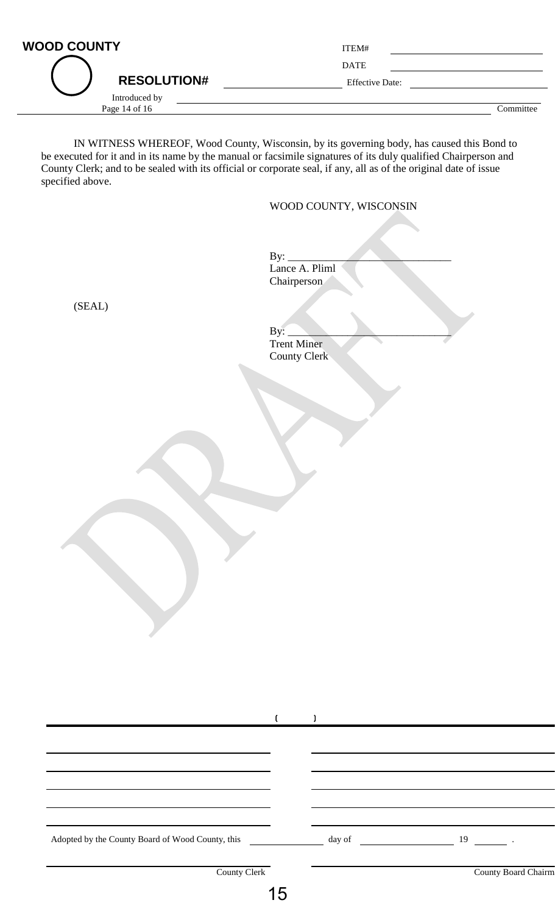**WOOD COUNTY**

**RESOLUTION#** ______________ ITEM# ______________

DATE ______________

Effective Date: ______________

Introduced by ______________

Committee

IN WITNESS WHEREOF, Wood County, Wisconsin, by its governing body, has caused this Bond to be executed for it and in its name by the manual or facsimile signatures of its duly qualified Chairperson and County Clerk; and to be sealed with its official or corporate seal, if any, all as of the original date of issue specified above.

WOOD COUNTY, WISCONSIN

By: ______________________________
Lance A. Pliml
Chairperson

(SEAL)

By: ______________________________
Trent Miner
County Clerk

( )

Adopted by the County Board of Wood County, this ______________ day of ______________ 19 ______ .

______________________________ County Clerk

______________________________ County Board Chairm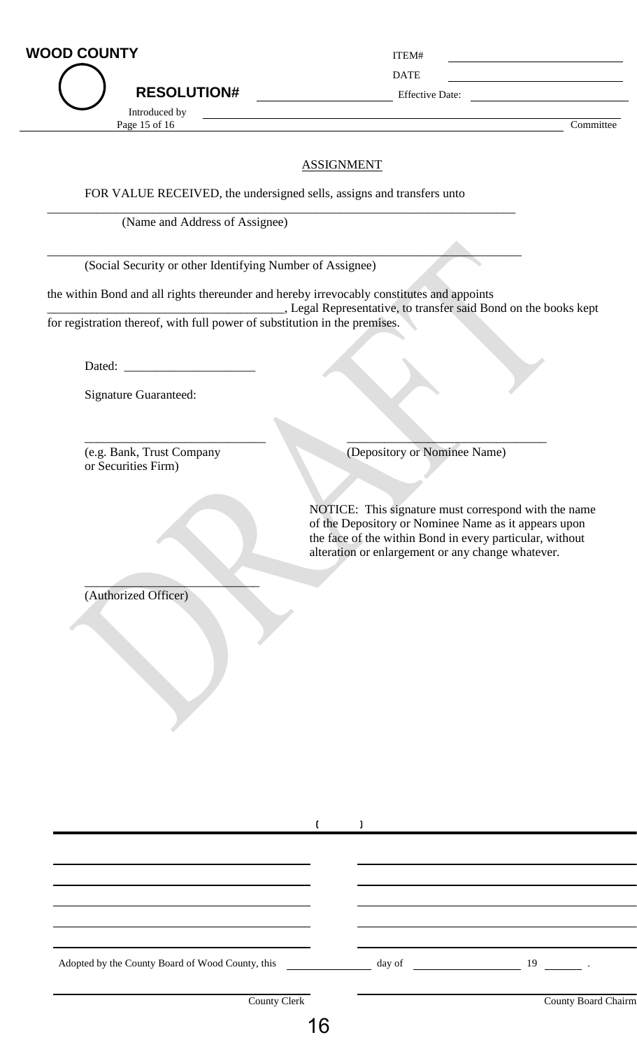**WOOD COUNTY**

**RESOLUTION#** ____________

ITEM# ____________

DATE ____________

Effective Date: ____________

Introduced by ____________ Committee

## ASSIGNMENT

FOR VALUE RECEIVED, the undersigned sells, assigns and transfers unto

______________________________________________________________________

(Name and Address of Assignee)

______________________________________________________________________

(Social Security or other Identifying Number of Assignee)

the within Bond and all rights thereunder and hereby irrevocably constitutes and appoints ______________________________________, Legal Representative, to transfer said Bond on the books kept for registration thereof, with full power of substitution in the premises.

Dated: ____________________

Signature Guaranteed:

____________________________ &nbsp;&nbsp;&nbsp;&nbsp; ________________________________

(e.g. Bank, Trust Company or Securities Firm) &nbsp;&nbsp;&nbsp;&nbsp; (Depository or Nominee Name)

NOTICE: This signature must correspond with the name of the Depository or Nominee Name as it appears upon the face of the within Bond in every particular, without alteration or enlargement or any change whatever.

____________________________

(Authorized Officer)

DRAFT

( )

Adopted by the County Board of Wood County, this __________ day of ______________ 19 ______ .

____________________ County Clerk

____________________ County Board Chairm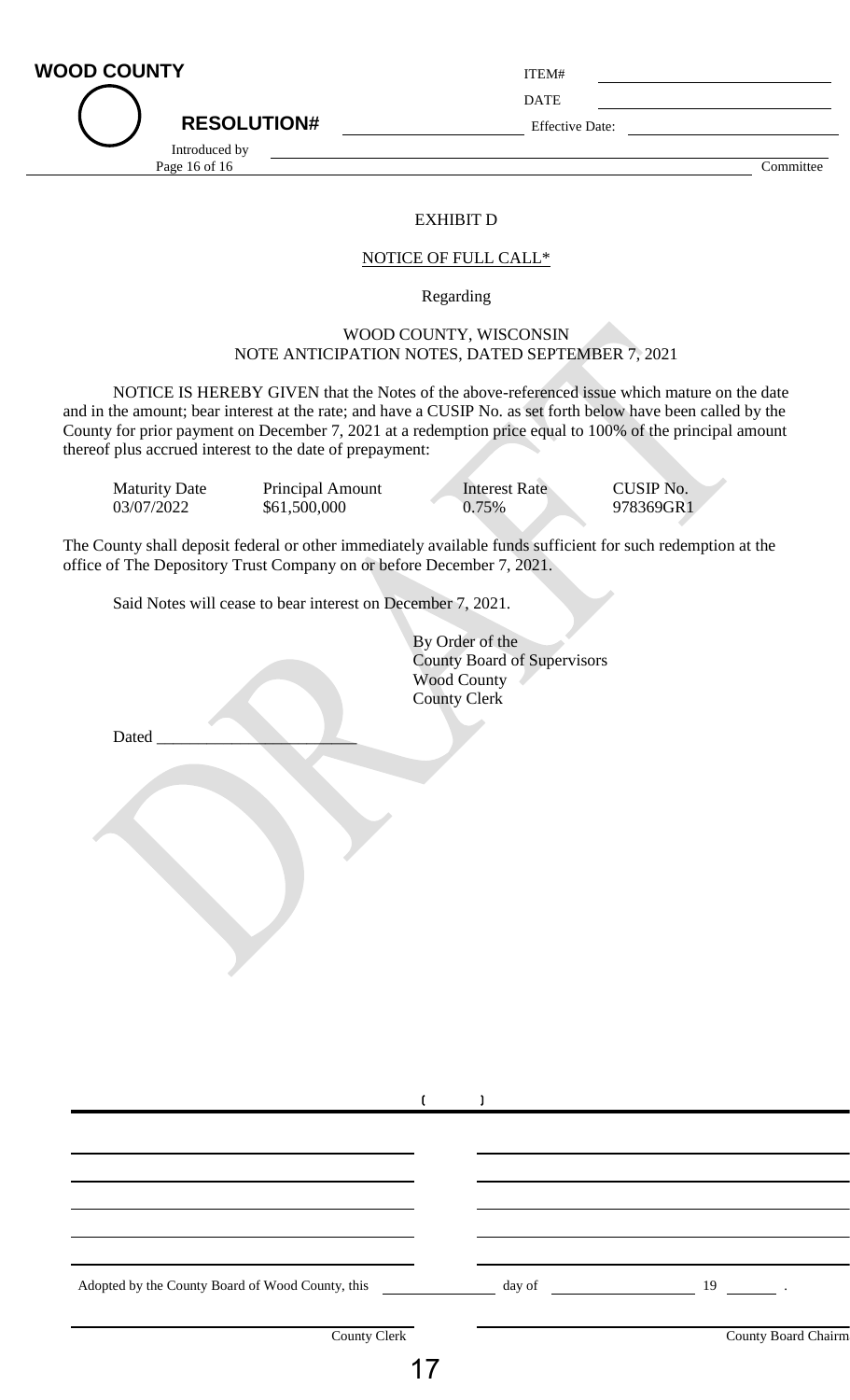**WOOD COUNTY**

**RESOLUTION#**

ITEM#

DATE

Effective Date:

Introduced by

Committee

EXHIBIT D

NOTICE OF FULL CALL*

Regarding

WOOD COUNTY, WISCONSIN
NOTE ANTICIPATION NOTES, DATED SEPTEMBER 7, 2021

NOTICE IS HEREBY GIVEN that the Notes of the above-referenced issue which mature on the date and in the amount; bear interest at the rate; and have a CUSIP No. as set forth below have been called by the County for prior payment on December 7, 2021 at a redemption price equal to 100% of the principal amount thereof plus accrued interest to the date of prepayment:

| Maturity Date | Principal Amount | Interest Rate | CUSIP No. |
|---|---|---|---|
| 03/07/2022 | $61,500,000 | 0.75% | 978369GR1 |

The County shall deposit federal or other immediately available funds sufficient for such redemption at the office of The Depository Trust Company on or before December 7, 2021.

Said Notes will cease to bear interest on December 7, 2021.

By Order of the
County Board of Supervisors
Wood County
County Clerk

Dated ________________________

Adopted by the County Board of Wood County, this ______ day of ______ 19 ____.

County Clerk

County Board Chairm